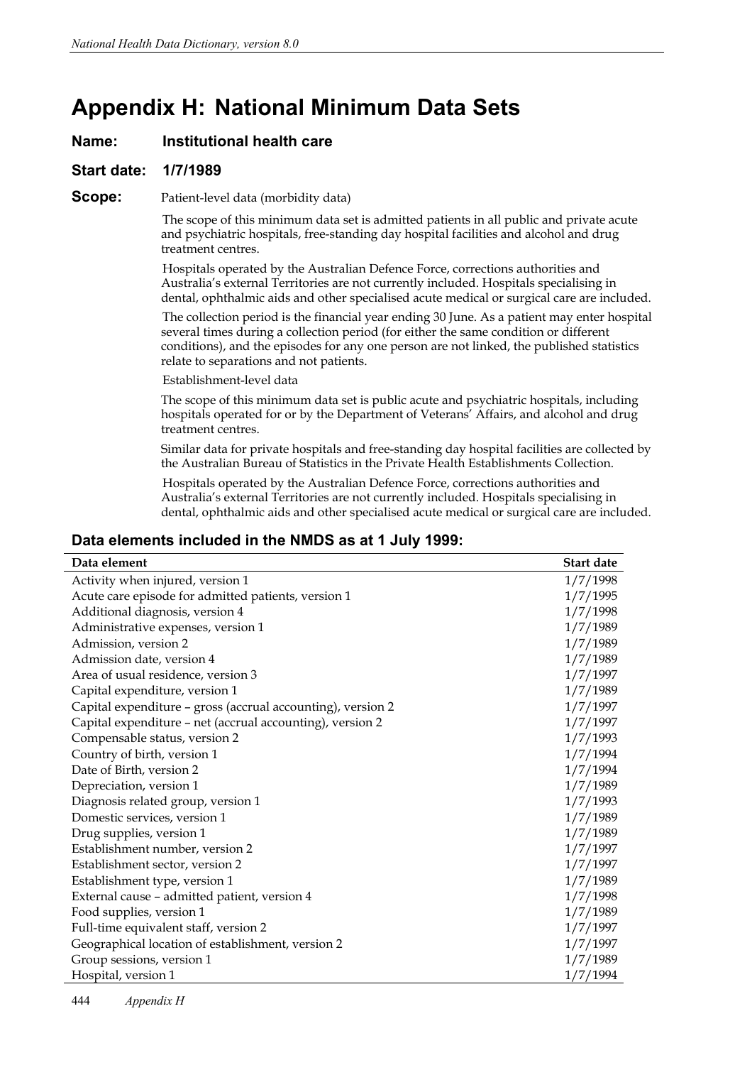# Appendix H: National Minimum Data Sets

**Name:** **Institutional health care**

**Start date:** **1/7/1989**

**Scope:** Patient-level data (morbidity data)

The scope of this minimum data set is admitted patients in all public and private acute and psychiatric hospitals, free-standing day hospital facilities and alcohol and drug treatment centres.

Hospitals operated by the Australian Defence Force, corrections authorities and Australia's external Territories are not currently included. Hospitals specialising in dental, ophthalmic aids and other specialised acute medical or surgical care are included.

The collection period is the financial year ending 30 June. As a patient may enter hospital several times during a collection period (for either the same condition or different conditions), and the episodes for any one person are not linked, the published statistics relate to separations and not patients.

Establishment-level data

The scope of this minimum data set is public acute and psychiatric hospitals, including hospitals operated for or by the Department of Veterans' Affairs, and alcohol and drug treatment centres.

Similar data for private hospitals and free-standing day hospital facilities are collected by the Australian Bureau of Statistics in the Private Health Establishments Collection.

Hospitals operated by the Australian Defence Force, corrections authorities and Australia's external Territories are not currently included. Hospitals specialising in dental, ophthalmic aids and other specialised acute medical or surgical care are included.

## Data elements included in the NMDS as at 1 July 1999:

| Data element | Start date |
|---|---|
| Activity when injured, version 1 | 1/7/1998 |
| Acute care episode for admitted patients, version 1 | 1/7/1995 |
| Additional diagnosis, version 4 | 1/7/1998 |
| Administrative expenses, version 1 | 1/7/1989 |
| Admission, version 2 | 1/7/1989 |
| Admission date, version 4 | 1/7/1989 |
| Area of usual residence, version 3 | 1/7/1997 |
| Capital expenditure, version 1 | 1/7/1989 |
| Capital expenditure – gross (accrual accounting), version 2 | 1/7/1997 |
| Capital expenditure – net (accrual accounting), version 2 | 1/7/1997 |
| Compensable status, version 2 | 1/7/1993 |
| Country of birth, version 1 | 1/7/1994 |
| Date of Birth, version 2 | 1/7/1994 |
| Depreciation, version 1 | 1/7/1989 |
| Diagnosis related group, version 1 | 1/7/1993 |
| Domestic services, version 1 | 1/7/1989 |
| Drug supplies, version 1 | 1/7/1989 |
| Establishment number, version 2 | 1/7/1997 |
| Establishment sector, version 2 | 1/7/1997 |
| Establishment type, version 1 | 1/7/1989 |
| External cause – admitted patient, version 4 | 1/7/1998 |
| Food supplies, version 1 | 1/7/1989 |
| Full-time equivalent staff, version 2 | 1/7/1997 |
| Geographical location of establishment, version 2 | 1/7/1997 |
| Group sessions, version 1 | 1/7/1989 |
| Hospital, version 1 | 1/7/1994 |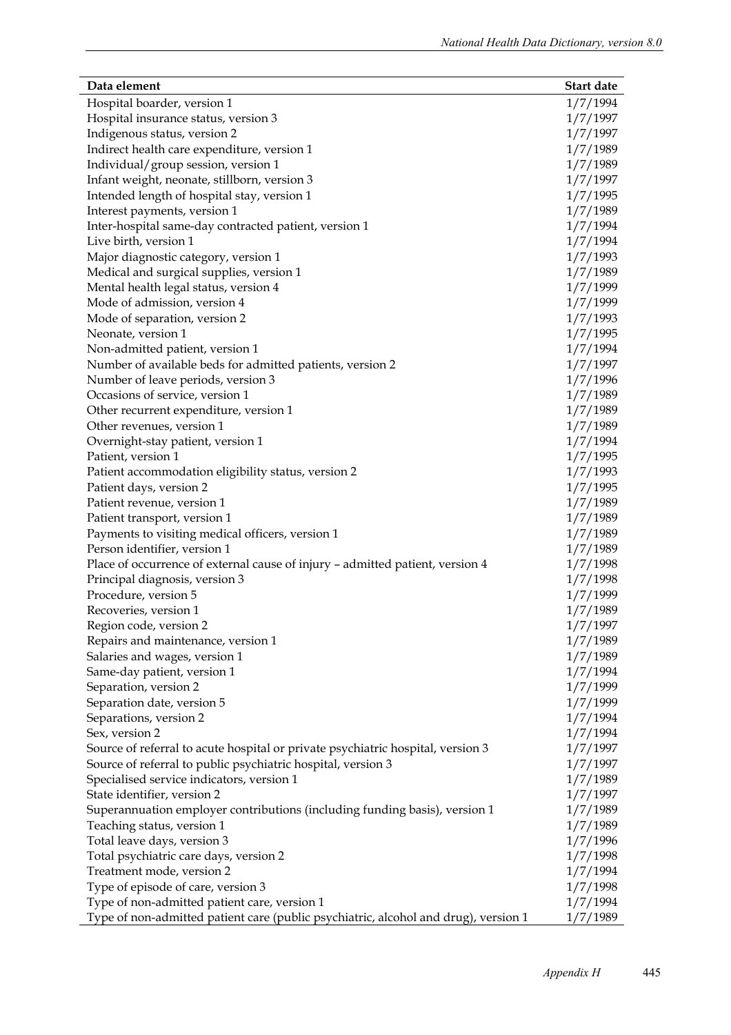| Data element | Start date |
|---|---|
| Hospital boarder, version 1 | 1/7/1994 |
| Hospital insurance status, version 3 | 1/7/1997 |
| Indigenous status, version 2 | 1/7/1997 |
| Indirect health care expenditure, version 1 | 1/7/1989 |
| Individual/group session, version 1 | 1/7/1989 |
| Infant weight, neonate, stillborn, version 3 | 1/7/1997 |
| Intended length of hospital stay, version 1 | 1/7/1995 |
| Interest payments, version 1 | 1/7/1989 |
| Inter-hospital same-day contracted patient, version 1 | 1/7/1994 |
| Live birth, version 1 | 1/7/1994 |
| Major diagnostic category, version 1 | 1/7/1993 |
| Medical and surgical supplies, version 1 | 1/7/1989 |
| Mental health legal status, version 4 | 1/7/1999 |
| Mode of admission, version 4 | 1/7/1999 |
| Mode of separation, version 2 | 1/7/1993 |
| Neonate, version 1 | 1/7/1995 |
| Non-admitted patient, version 1 | 1/7/1994 |
| Number of available beds for admitted patients, version 2 | 1/7/1997 |
| Number of leave periods, version 3 | 1/7/1996 |
| Occasions of service, version 1 | 1/7/1989 |
| Other recurrent expenditure, version 1 | 1/7/1989 |
| Other revenues, version 1 | 1/7/1989 |
| Overnight-stay patient, version 1 | 1/7/1994 |
| Patient, version 1 | 1/7/1995 |
| Patient accommodation eligibility status, version 2 | 1/7/1993 |
| Patient days, version 2 | 1/7/1995 |
| Patient revenue, version 1 | 1/7/1989 |
| Patient transport, version 1 | 1/7/1989 |
| Payments to visiting medical officers, version 1 | 1/7/1989 |
| Person identifier, version 1 | 1/7/1989 |
| Place of occurrence of external cause of injury – admitted patient, version 4 | 1/7/1998 |
| Principal diagnosis, version 3 | 1/7/1998 |
| Procedure, version 5 | 1/7/1999 |
| Recoveries, version 1 | 1/7/1989 |
| Region code, version 2 | 1/7/1997 |
| Repairs and maintenance, version 1 | 1/7/1989 |
| Salaries and wages, version 1 | 1/7/1989 |
| Same-day patient, version 1 | 1/7/1994 |
| Separation, version 2 | 1/7/1999 |
| Separation date, version 5 | 1/7/1999 |
| Separations, version 2 | 1/7/1994 |
| Sex, version 2 | 1/7/1994 |
| Source of referral to acute hospital or private psychiatric hospital, version 3 | 1/7/1997 |
| Source of referral to public psychiatric hospital, version 3 | 1/7/1997 |
| Specialised service indicators, version 1 | 1/7/1989 |
| State identifier, version 2 | 1/7/1997 |
| Superannuation employer contributions (including funding basis), version 1 | 1/7/1989 |
| Teaching status, version 1 | 1/7/1989 |
| Total leave days, version 3 | 1/7/1996 |
| Total psychiatric care days, version 2 | 1/7/1998 |
| Treatment mode, version 2 | 1/7/1994 |
| Type of episode of care, version 3 | 1/7/1998 |
| Type of non-admitted patient care, version 1 | 1/7/1994 |
| Type of non-admitted patient care (public psychiatric, alcohol and drug), version 1 | 1/7/1989 |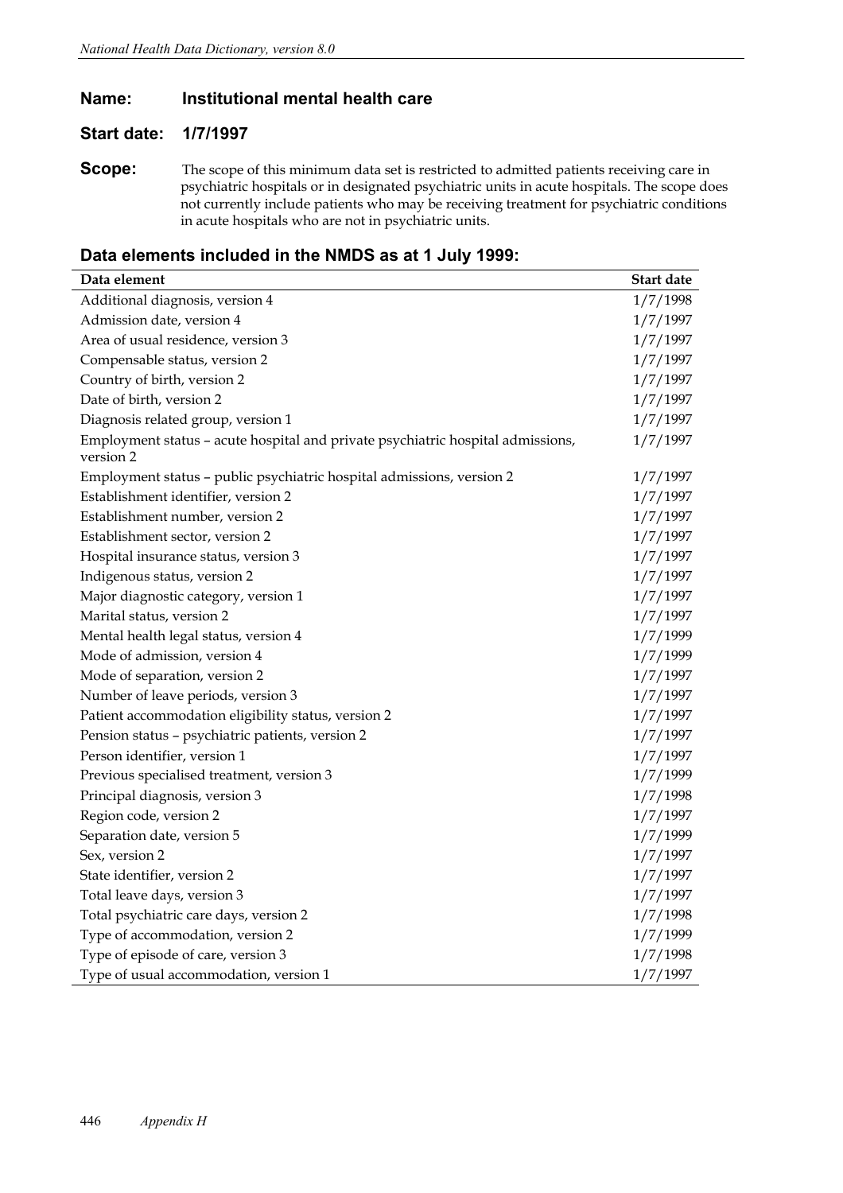**Name:** **Institutional mental health care**

**Start date:** **1/7/1997**

**Scope:** The scope of this minimum data set is restricted to admitted patients receiving care in psychiatric hospitals or in designated psychiatric units in acute hospitals. The scope does not currently include patients who may be receiving treatment for psychiatric conditions in acute hospitals who are not in psychiatric units.

## Data elements included in the NMDS as at 1 July 1999:

| Data element | Start date |
|---|---|
| Additional diagnosis, version 4 | 1/7/1998 |
| Admission date, version 4 | 1/7/1997 |
| Area of usual residence, version 3 | 1/7/1997 |
| Compensable status, version 2 | 1/7/1997 |
| Country of birth, version 2 | 1/7/1997 |
| Date of birth, version 2 | 1/7/1997 |
| Diagnosis related group, version 1 | 1/7/1997 |
| Employment status – acute hospital and private psychiatric hospital admissions, version 2 | 1/7/1997 |
| Employment status – public psychiatric hospital admissions, version 2 | 1/7/1997 |
| Establishment identifier, version 2 | 1/7/1997 |
| Establishment number, version 2 | 1/7/1997 |
| Establishment sector, version 2 | 1/7/1997 |
| Hospital insurance status, version 3 | 1/7/1997 |
| Indigenous status, version 2 | 1/7/1997 |
| Major diagnostic category, version 1 | 1/7/1997 |
| Marital status, version 2 | 1/7/1997 |
| Mental health legal status, version 4 | 1/7/1999 |
| Mode of admission, version 4 | 1/7/1999 |
| Mode of separation, version 2 | 1/7/1997 |
| Number of leave periods, version 3 | 1/7/1997 |
| Patient accommodation eligibility status, version 2 | 1/7/1997 |
| Pension status – psychiatric patients, version 2 | 1/7/1997 |
| Person identifier, version 1 | 1/7/1997 |
| Previous specialised treatment, version 3 | 1/7/1999 |
| Principal diagnosis, version 3 | 1/7/1998 |
| Region code, version 2 | 1/7/1997 |
| Separation date, version 5 | 1/7/1999 |
| Sex, version 2 | 1/7/1997 |
| State identifier, version 2 | 1/7/1997 |
| Total leave days, version 3 | 1/7/1997 |
| Total psychiatric care days, version 2 | 1/7/1998 |
| Type of accommodation, version 2 | 1/7/1999 |
| Type of episode of care, version 3 | 1/7/1998 |
| Type of usual accommodation, version 1 | 1/7/1997 |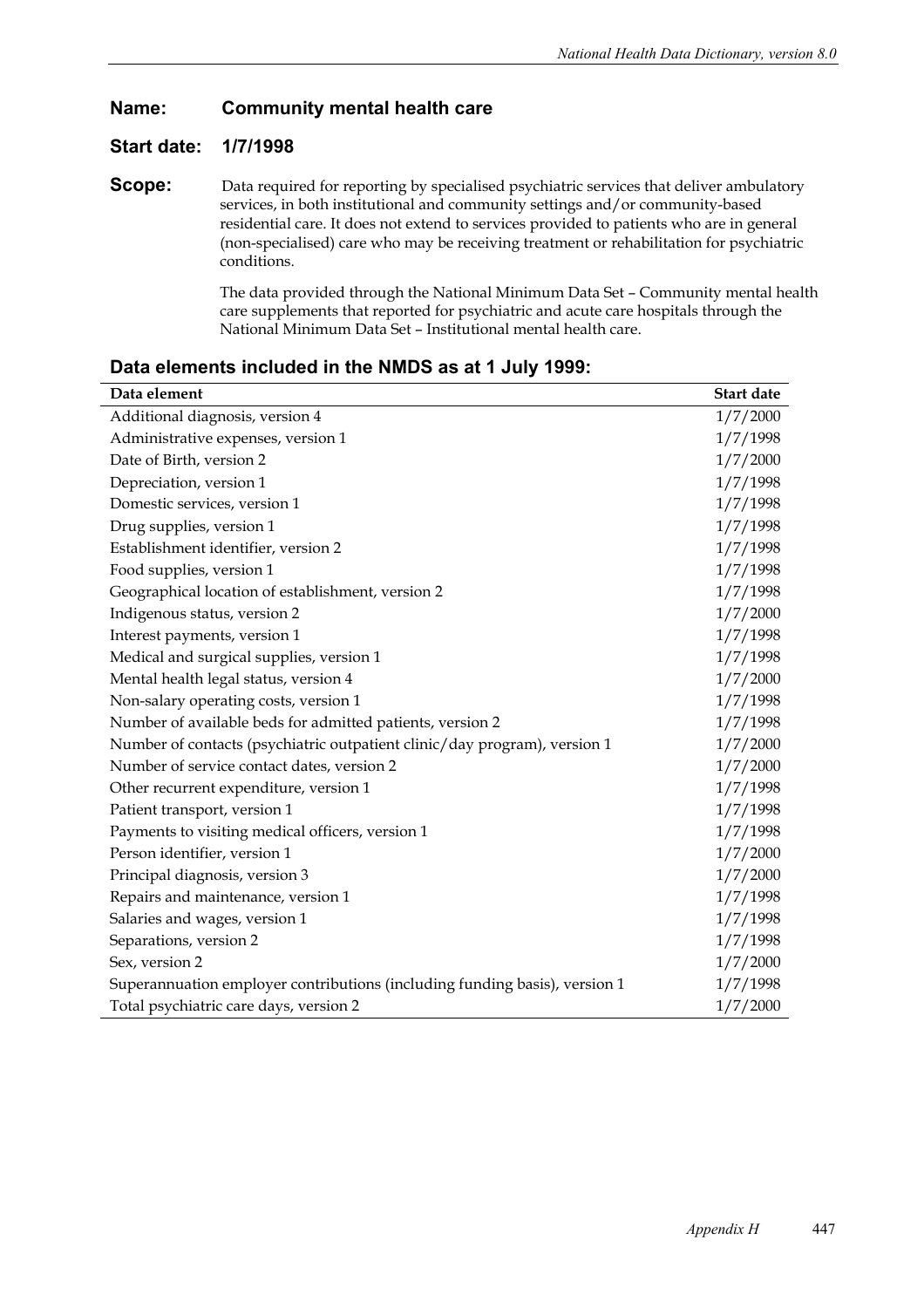**Name:** **Community mental health care**

**Start date:** **1/7/1998**

**Scope:** Data required for reporting by specialised psychiatric services that deliver ambulatory services, in both institutional and community settings and/or community-based residential care. It does not extend to services provided to patients who are in general (non-specialised) care who may be receiving treatment or rehabilitation for psychiatric conditions.

The data provided through the National Minimum Data Set – Community mental health care supplements that reported for psychiatric and acute care hospitals through the National Minimum Data Set – Institutional mental health care.

### Data elements included in the NMDS as at 1 July 1999:

| Data element | Start date |
|---|---|
| Additional diagnosis, version 4 | 1/7/2000 |
| Administrative expenses, version 1 | 1/7/1998 |
| Date of Birth, version 2 | 1/7/2000 |
| Depreciation, version 1 | 1/7/1998 |
| Domestic services, version 1 | 1/7/1998 |
| Drug supplies, version 1 | 1/7/1998 |
| Establishment identifier, version 2 | 1/7/1998 |
| Food supplies, version 1 | 1/7/1998 |
| Geographical location of establishment, version 2 | 1/7/1998 |
| Indigenous status, version 2 | 1/7/2000 |
| Interest payments, version 1 | 1/7/1998 |
| Medical and surgical supplies, version 1 | 1/7/1998 |
| Mental health legal status, version 4 | 1/7/2000 |
| Non-salary operating costs, version 1 | 1/7/1998 |
| Number of available beds for admitted patients, version 2 | 1/7/1998 |
| Number of contacts (psychiatric outpatient clinic/day program), version 1 | 1/7/2000 |
| Number of service contact dates, version 2 | 1/7/2000 |
| Other recurrent expenditure, version 1 | 1/7/1998 |
| Patient transport, version 1 | 1/7/1998 |
| Payments to visiting medical officers, version 1 | 1/7/1998 |
| Person identifier, version 1 | 1/7/2000 |
| Principal diagnosis, version 3 | 1/7/2000 |
| Repairs and maintenance, version 1 | 1/7/1998 |
| Salaries and wages, version 1 | 1/7/1998 |
| Separations, version 2 | 1/7/1998 |
| Sex, version 2 | 1/7/2000 |
| Superannuation employer contributions (including funding basis), version 1 | 1/7/1998 |
| Total psychiatric care days, version 2 | 1/7/2000 |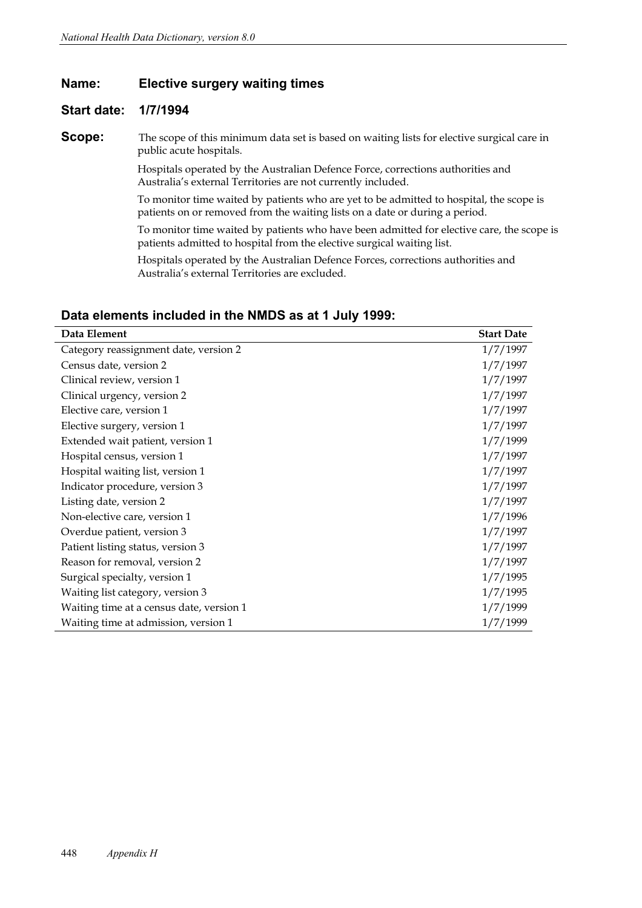**Name:** **Elective surgery waiting times**

**Start date:** **1/7/1994**

**Scope:** The scope of this minimum data set is based on waiting lists for elective surgical care in public acute hospitals.

Hospitals operated by the Australian Defence Force, corrections authorities and Australia's external Territories are not currently included.

To monitor time waited by patients who are yet to be admitted to hospital, the scope is patients on or removed from the waiting lists on a date or during a period.

To monitor time waited by patients who have been admitted for elective care, the scope is patients admitted to hospital from the elective surgical waiting list.

Hospitals operated by the Australian Defence Forces, corrections authorities and Australia's external Territories are excluded.

## Data elements included in the NMDS as at 1 July 1999:

| Data Element | Start Date |
|---|---|
| Category reassignment date, version 2 | 1/7/1997 |
| Census date, version 2 | 1/7/1997 |
| Clinical review, version 1 | 1/7/1997 |
| Clinical urgency, version 2 | 1/7/1997 |
| Elective care, version 1 | 1/7/1997 |
| Elective surgery, version 1 | 1/7/1997 |
| Extended wait patient, version 1 | 1/7/1999 |
| Hospital census, version 1 | 1/7/1997 |
| Hospital waiting list, version 1 | 1/7/1997 |
| Indicator procedure, version 3 | 1/7/1997 |
| Listing date, version 2 | 1/7/1997 |
| Non-elective care, version 1 | 1/7/1996 |
| Overdue patient, version 3 | 1/7/1997 |
| Patient listing status, version 3 | 1/7/1997 |
| Reason for removal, version 2 | 1/7/1997 |
| Surgical specialty, version 1 | 1/7/1995 |
| Waiting list category, version 3 | 1/7/1995 |
| Waiting time at a census date, version 1 | 1/7/1999 |
| Waiting time at admission, version 1 | 1/7/1999 |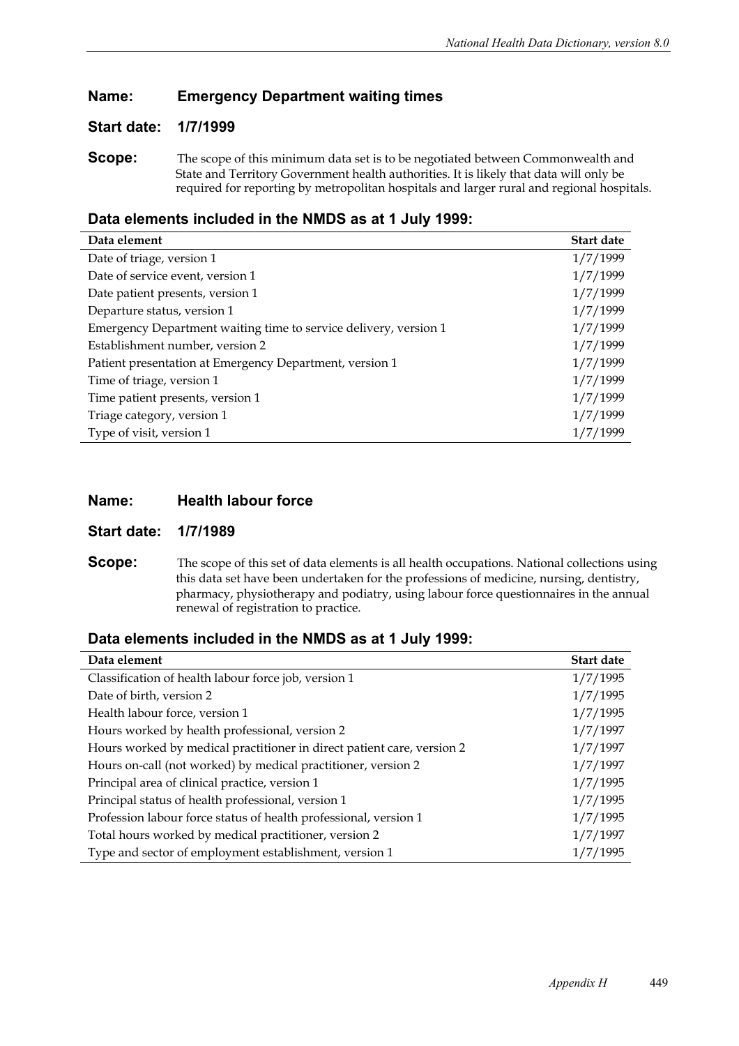**Name:** **Emergency Department waiting times**

**Start date:** **1/7/1999**

**Scope:** The scope of this minimum data set is to be negotiated between Commonwealth and State and Territory Government health authorities. It is likely that data will only be required for reporting by metropolitan hospitals and larger rural and regional hospitals.

### Data elements included in the NMDS as at 1 July 1999:

| Data element | Start date |
|---|---|
| Date of triage, version 1 | 1/7/1999 |
| Date of service event, version 1 | 1/7/1999 |
| Date patient presents, version 1 | 1/7/1999 |
| Departure status, version 1 | 1/7/1999 |
| Emergency Department waiting time to service delivery, version 1 | 1/7/1999 |
| Establishment number, version 2 | 1/7/1999 |
| Patient presentation at Emergency Department, version 1 | 1/7/1999 |
| Time of triage, version 1 | 1/7/1999 |
| Time patient presents, version 1 | 1/7/1999 |
| Triage category, version 1 | 1/7/1999 |
| Type of visit, version 1 | 1/7/1999 |

**Name:** **Health labour force**

**Start date:** **1/7/1989**

**Scope:** The scope of this set of data elements is all health occupations. National collections using this data set have been undertaken for the professions of medicine, nursing, dentistry, pharmacy, physiotherapy and podiatry, using labour force questionnaires in the annual renewal of registration to practice.

### Data elements included in the NMDS as at 1 July 1999:

| Data element | Start date |
|---|---|
| Classification of health labour force job, version 1 | 1/7/1995 |
| Date of birth, version 2 | 1/7/1995 |
| Health labour force, version 1 | 1/7/1995 |
| Hours worked by health professional, version 2 | 1/7/1997 |
| Hours worked by medical practitioner in direct patient care, version 2 | 1/7/1997 |
| Hours on-call (not worked) by medical practitioner, version 2 | 1/7/1997 |
| Principal area of clinical practice, version 1 | 1/7/1995 |
| Principal status of health professional, version 1 | 1/7/1995 |
| Profession labour force status of health professional, version 1 | 1/7/1995 |
| Total hours worked by medical practitioner, version 2 | 1/7/1997 |
| Type and sector of employment establishment, version 1 | 1/7/1995 |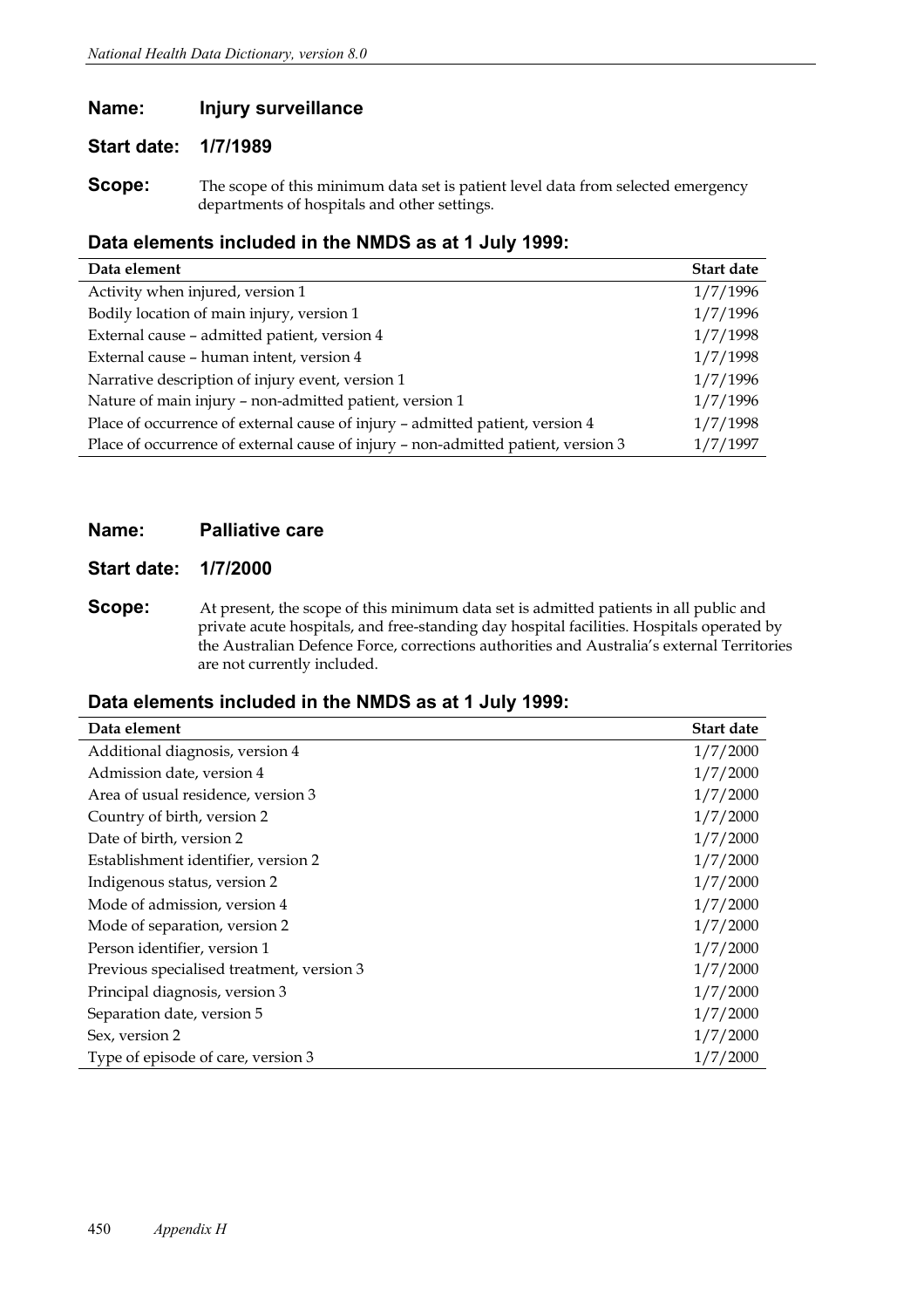**Name:** **Injury surveillance**

**Start date:** **1/7/1989**

**Scope:** The scope of this minimum data set is patient level data from selected emergency departments of hospitals and other settings.

### Data elements included in the NMDS as at 1 July 1999:

| Data element | Start date |
|---|---|
| Activity when injured, version 1 | 1/7/1996 |
| Bodily location of main injury, version 1 | 1/7/1996 |
| External cause – admitted patient, version 4 | 1/7/1998 |
| External cause – human intent, version 4 | 1/7/1998 |
| Narrative description of injury event, version 1 | 1/7/1996 |
| Nature of main injury – non-admitted patient, version 1 | 1/7/1996 |
| Place of occurrence of external cause of injury – admitted patient, version 4 | 1/7/1998 |
| Place of occurrence of external cause of injury – non-admitted patient, version 3 | 1/7/1997 |

**Name:** **Palliative care**

**Start date:** **1/7/2000**

**Scope:** At present, the scope of this minimum data set is admitted patients in all public and private acute hospitals, and free-standing day hospital facilities. Hospitals operated by the Australian Defence Force, corrections authorities and Australia's external Territories are not currently included.

### Data elements included in the NMDS as at 1 July 1999:

| Data element | Start date |
|---|---|
| Additional diagnosis, version 4 | 1/7/2000 |
| Admission date, version 4 | 1/7/2000 |
| Area of usual residence, version 3 | 1/7/2000 |
| Country of birth, version 2 | 1/7/2000 |
| Date of birth, version 2 | 1/7/2000 |
| Establishment identifier, version 2 | 1/7/2000 |
| Indigenous status, version 2 | 1/7/2000 |
| Mode of admission, version 4 | 1/7/2000 |
| Mode of separation, version 2 | 1/7/2000 |
| Person identifier, version 1 | 1/7/2000 |
| Previous specialised treatment, version 3 | 1/7/2000 |
| Principal diagnosis, version 3 | 1/7/2000 |
| Separation date, version 5 | 1/7/2000 |
| Sex, version 2 | 1/7/2000 |
| Type of episode of care, version 3 | 1/7/2000 |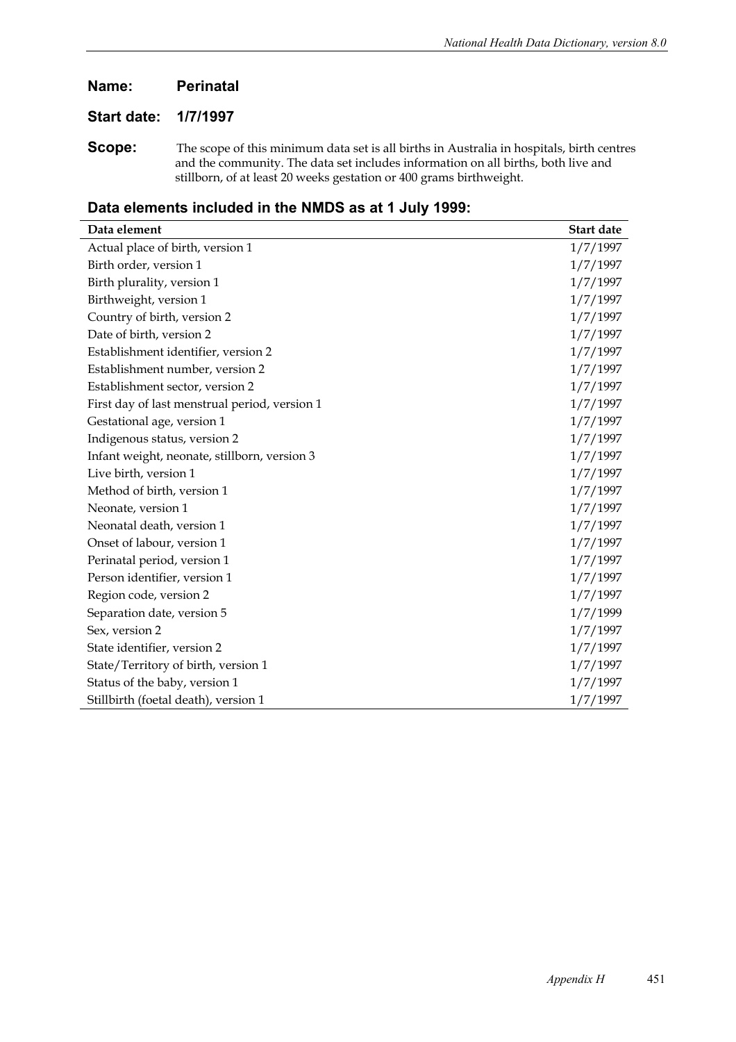**Name:** **Perinatal**

**Start date:** **1/7/1997**

**Scope:** The scope of this minimum data set is all births in Australia in hospitals, birth centres and the community. The data set includes information on all births, both live and stillborn, of at least 20 weeks gestation or 400 grams birthweight.

## Data elements included in the NMDS as at 1 July 1999:

| Data element | Start date |
|---|---|
| Actual place of birth, version 1 | 1/7/1997 |
| Birth order, version 1 | 1/7/1997 |
| Birth plurality, version 1 | 1/7/1997 |
| Birthweight, version 1 | 1/7/1997 |
| Country of birth, version 2 | 1/7/1997 |
| Date of birth, version 2 | 1/7/1997 |
| Establishment identifier, version 2 | 1/7/1997 |
| Establishment number, version 2 | 1/7/1997 |
| Establishment sector, version 2 | 1/7/1997 |
| First day of last menstrual period, version 1 | 1/7/1997 |
| Gestational age, version 1 | 1/7/1997 |
| Indigenous status, version 2 | 1/7/1997 |
| Infant weight, neonate, stillborn, version 3 | 1/7/1997 |
| Live birth, version 1 | 1/7/1997 |
| Method of birth, version 1 | 1/7/1997 |
| Neonate, version 1 | 1/7/1997 |
| Neonatal death, version 1 | 1/7/1997 |
| Onset of labour, version 1 | 1/7/1997 |
| Perinatal period, version 1 | 1/7/1997 |
| Person identifier, version 1 | 1/7/1997 |
| Region code, version 2 | 1/7/1997 |
| Separation date, version 5 | 1/7/1999 |
| Sex, version 2 | 1/7/1997 |
| State identifier, version 2 | 1/7/1997 |
| State/Territory of birth, version 1 | 1/7/1997 |
| Status of the baby, version 1 | 1/7/1997 |
| Stillbirth (foetal death), version 1 | 1/7/1997 |